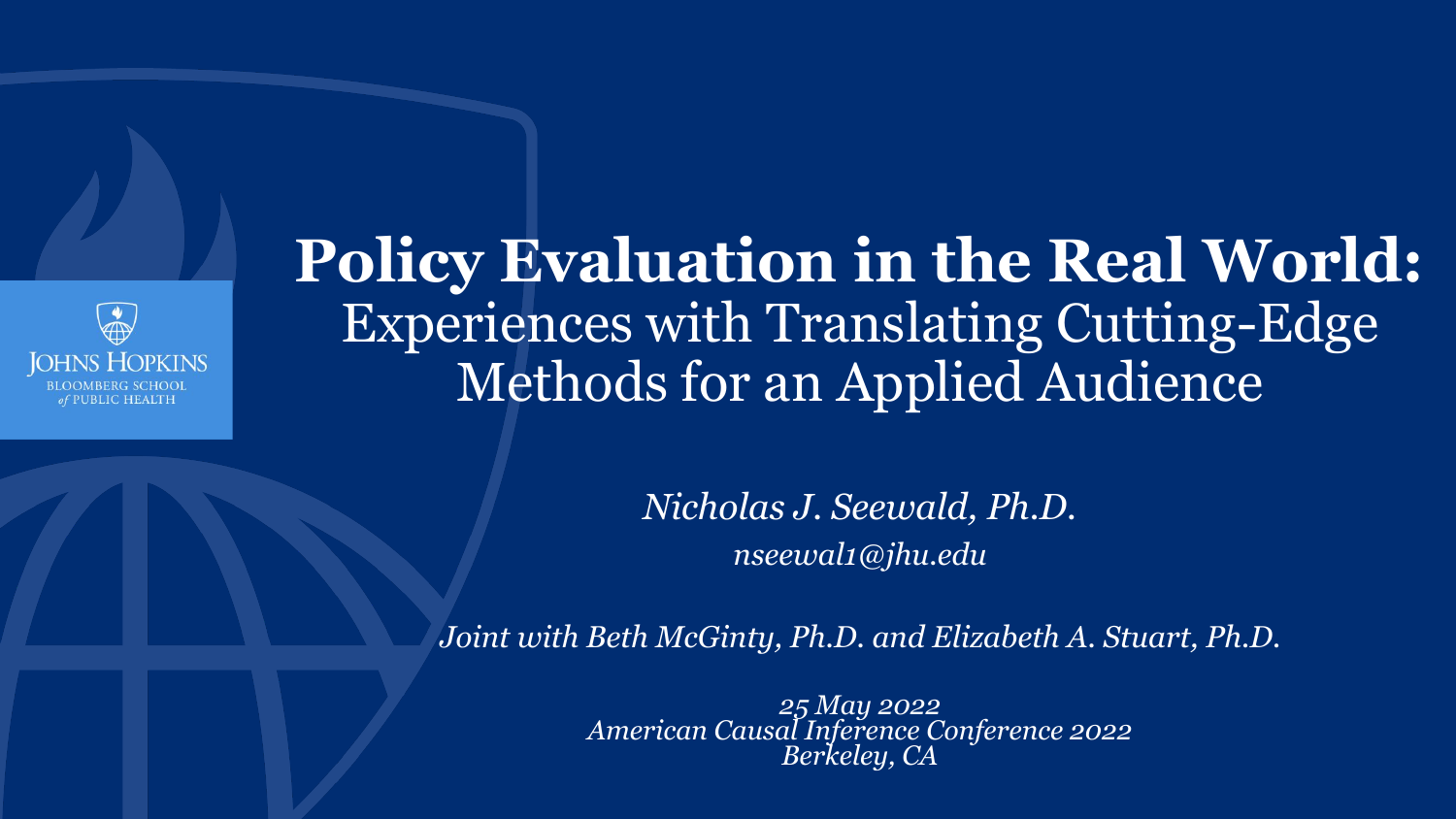# **Policy Evaluation in the Real World:** Experiences with Translating Cutting-Edge Methods for an Applied Audience

*Nicholas J. Seewald, Ph.D.*

*nseewal1@jhu.edu*

*Joint with Beth McGinty, Ph.D. and Elizabeth A. Stuart, Ph.D.*

*25 May 2022*
*American Causal Inference Conference 2022*
*Berkeley, CA*

Johns Hopkins Bloomberg School of Public Health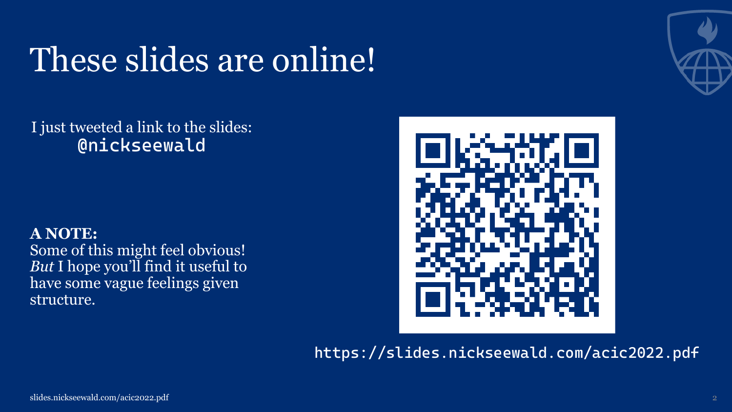# These slides are online!

I just tweeted a link to the slides:
`@nickseewald`

**A NOTE:**
Some of this might feel obvious! *But* I hope you'll find it useful to have some vague feelings given structure.

`https://slides.nickseewald.com/acic2022.pdf`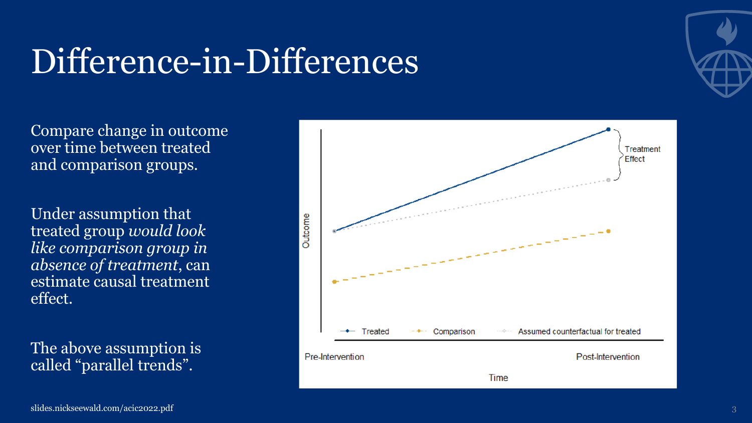# Difference-in-Differences

Compare change in outcome over time between treated and comparison groups.

Under assumption that treated group *would look like comparison group in absence of treatment*, can estimate causal treatment effect.

The above assumption is called "parallel trends".

slides.nickseewald.com/acic2022.pdf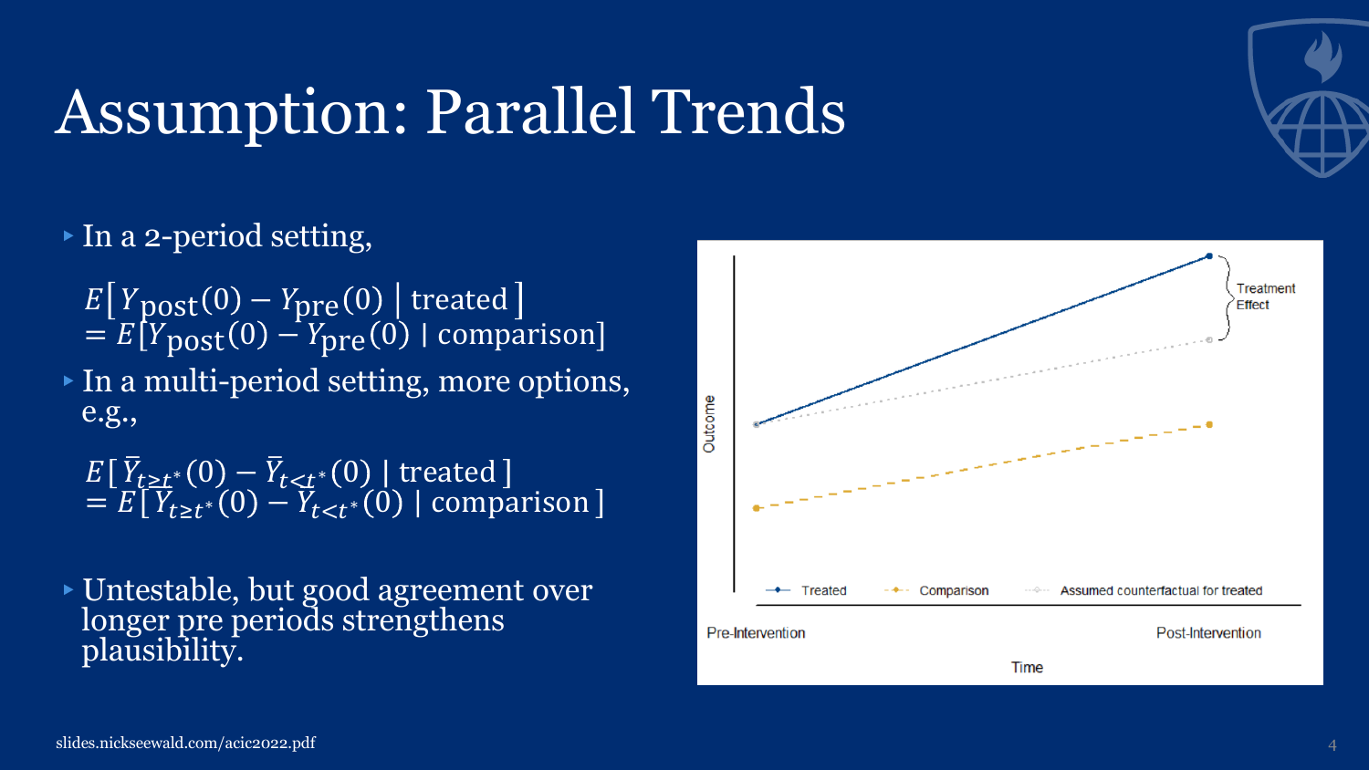# Assumption: Parallel Trends

- In a 2-period setting,

$$E\left[\,Y_{\text{post}}(0) - Y_{\text{pre}}(0)\;\middle|\;\text{treated}\,\right] = E\left[Y_{\text{post}}(0) - Y_{\text{pre}}(0) \mid \text{comparison}\right]$$

- In a multi-period setting, more options, e.g.,

$$E\left[\,\bar{Y}_{t \geq t^*}(0) - \bar{Y}_{t<t^*}(0) \mid \text{treated}\,\right] = E\left[\,\bar{Y}_{t \geq t^*}(0) - \bar{Y}_{t<t^*}(0) \mid \text{comparison}\,\right]$$

- Untestable, but good agreement over longer pre periods strengthens plausibility.

slides.nickseewald.com/acic2022.pdf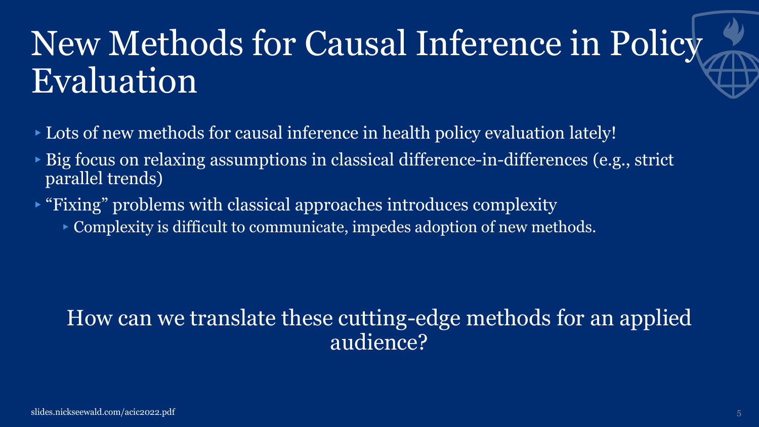# New Methods for Causal Inference in Policy Evaluation

- Lots of new methods for causal inference in health policy evaluation lately!
- Big focus on relaxing assumptions in classical difference-in-differences (e.g., strict parallel trends)
- "Fixing" problems with classical approaches introduces complexity
  - Complexity is difficult to communicate, impedes adoption of new methods.

How can we translate these cutting-edge methods for an applied audience?

slides.nickseewald.com/acic2022.pdf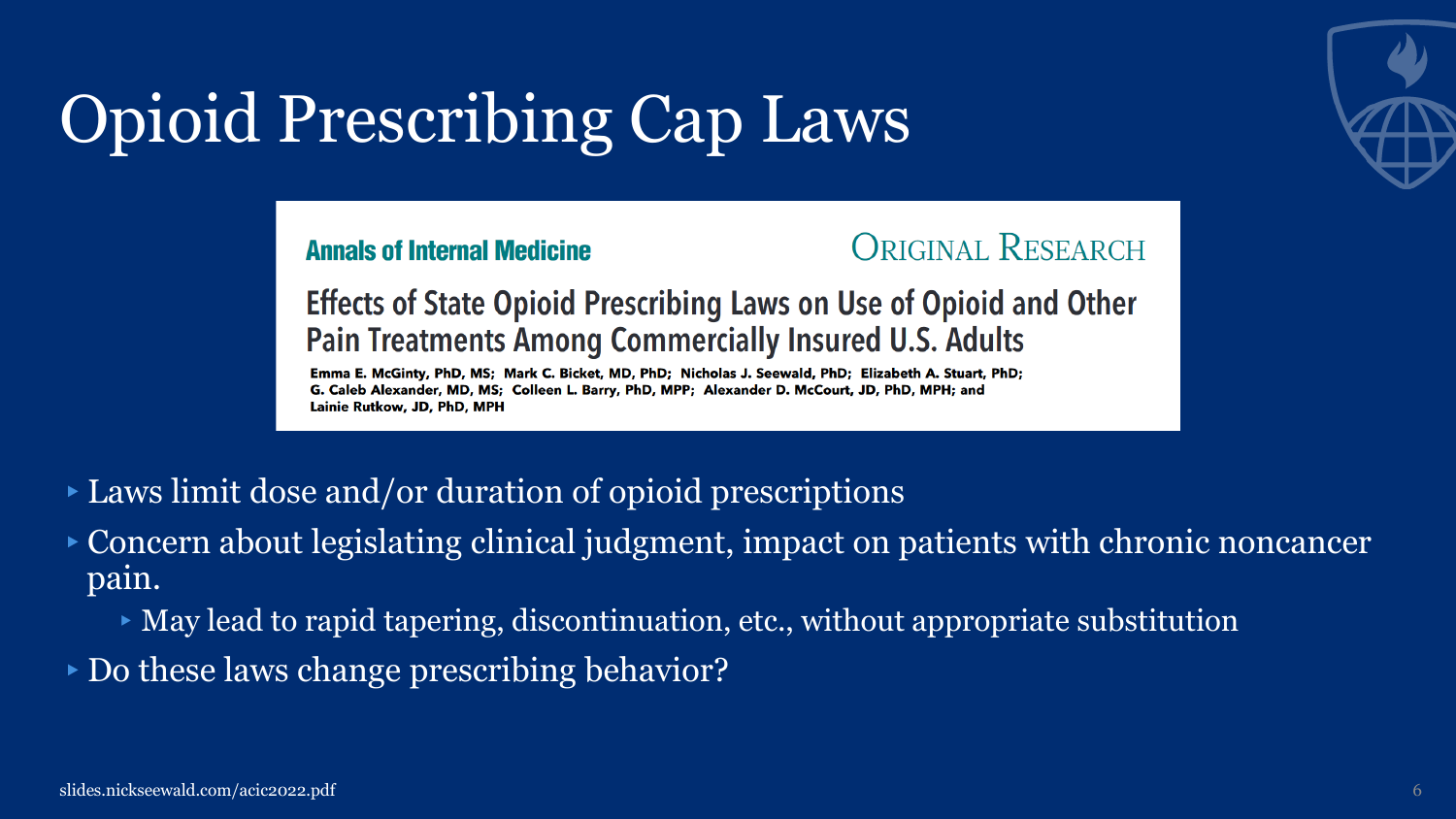# Opioid Prescribing Cap Laws

**Annals of Internal Medicine** — ORIGINAL RESEARCH

**Effects of State Opioid Prescribing Laws on Use of Opioid and Other Pain Treatments Among Commercially Insured U.S. Adults**

**Emma E. McGinty, PhD, MS; Mark C. Bicket, MD, PhD; Nicholas J. Seewald, PhD; Elizabeth A. Stuart, PhD; G. Caleb Alexander, MD, MS; Colleen L. Barry, PhD, MPP; Alexander D. McCourt, JD, PhD, MPH; and Lainie Rutkow, JD, PhD, MPH**

- Laws limit dose and/or duration of opioid prescriptions
- Concern about legislating clinical judgment, impact on patients with chronic noncancer pain.
  - May lead to rapid tapering, discontinuation, etc., without appropriate substitution
- Do these laws change prescribing behavior?

slides.nickseewald.com/acic2022.pdf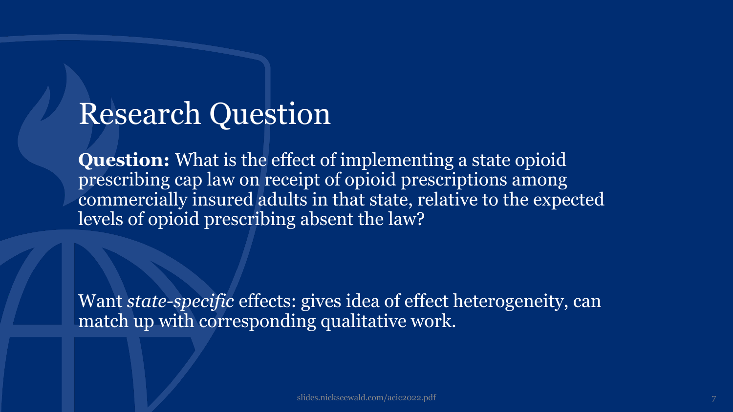# Research Question

**Question:** What is the effect of implementing a state opioid prescribing cap law on receipt of opioid prescriptions among commercially insured adults in that state, relative to the expected levels of opioid prescribing absent the law?

Want *state-specific* effects: gives idea of effect heterogeneity, can match up with corresponding qualitative work.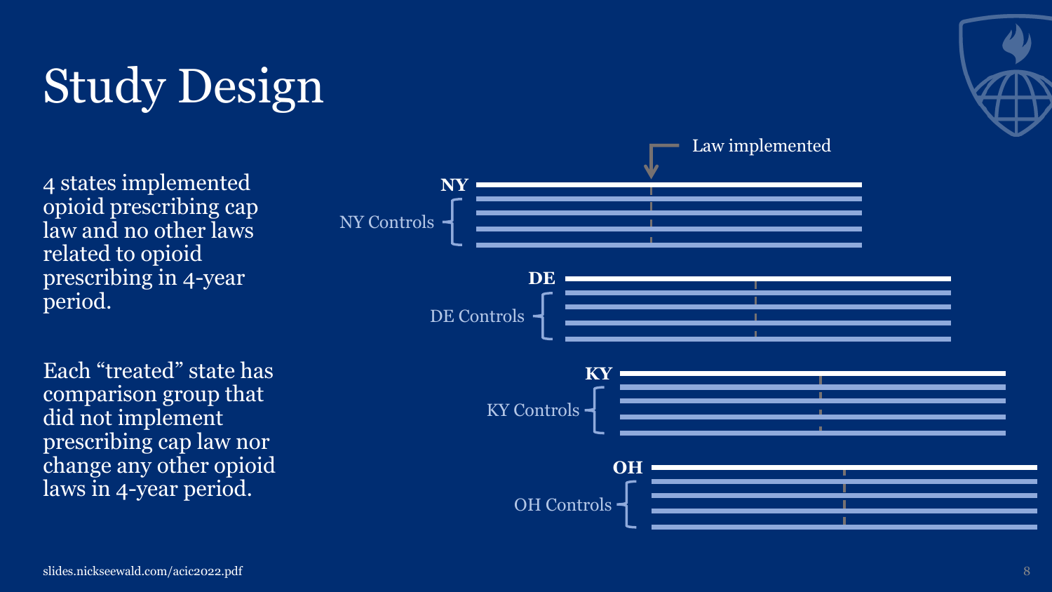# Study Design

4 states implemented opioid prescribing cap law and no other laws related to opioid prescribing in 4-year period.

Each "treated" state has comparison group that did not implement prescribing cap law nor change any other opioid laws in 4-year period.

Law implemented

**NY**

NY Controls

**DE**

DE Controls

**KY**

KY Controls

**OH**

OH Controls

slides.nickseewald.com/acic2022.pdf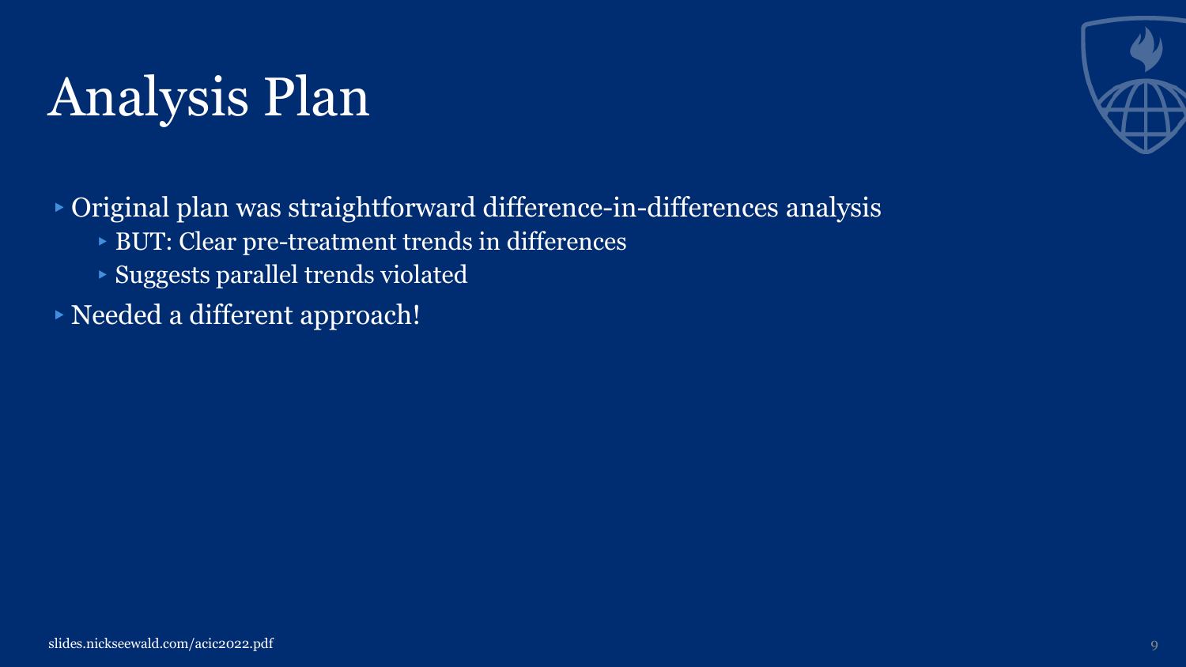# Analysis Plan

- Original plan was straightforward difference-in-differences analysis
  - BUT: Clear pre-treatment trends in differences
  - Suggests parallel trends violated
- Needed a different approach!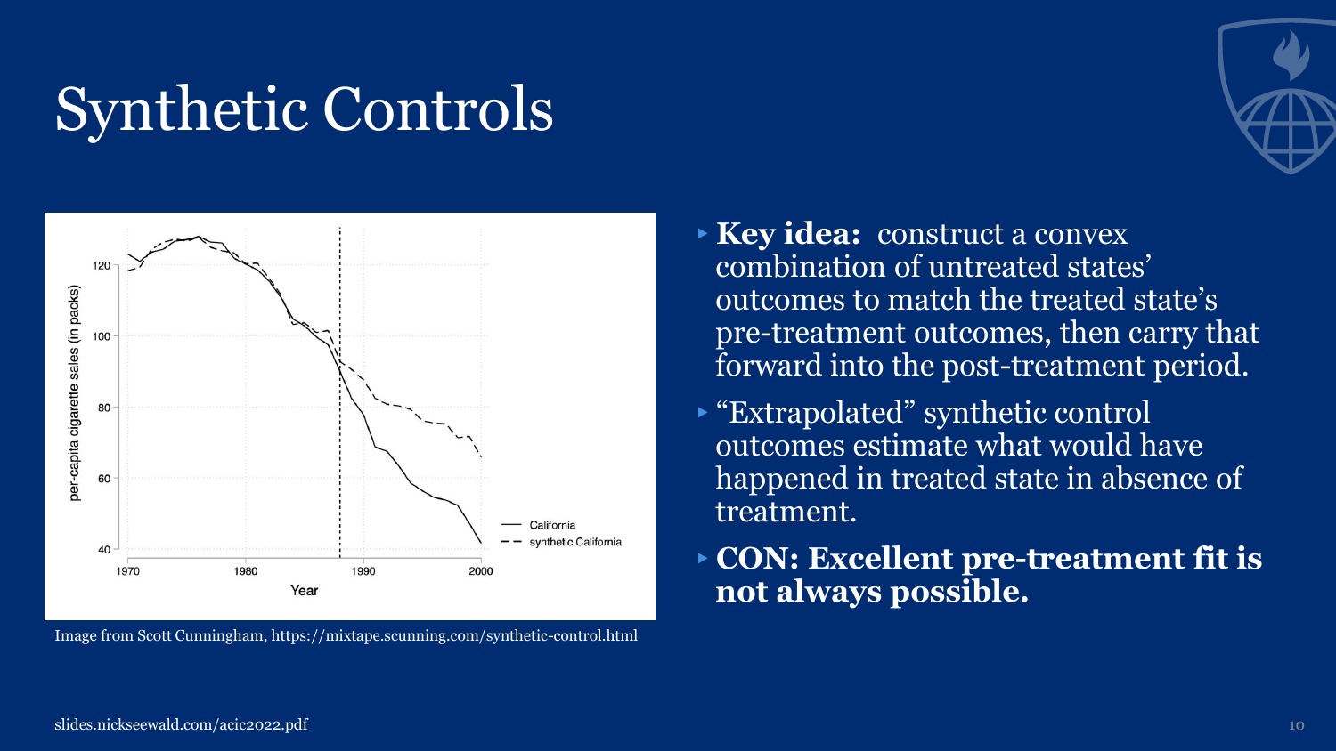# Synthetic Controls

Image from Scott Cunningham, https://mixtape.scunning.com/synthetic-control.html

- **Key idea:** construct a convex combination of untreated states' outcomes to match the treated state's pre-treatment outcomes, then carry that forward into the post-treatment period.
- "Extrapolated" synthetic control outcomes estimate what would have happened in treated state in absence of treatment.
- **CON: Excellent pre-treatment fit is not always possible.**

slides.nickseewald.com/acic2022.pdf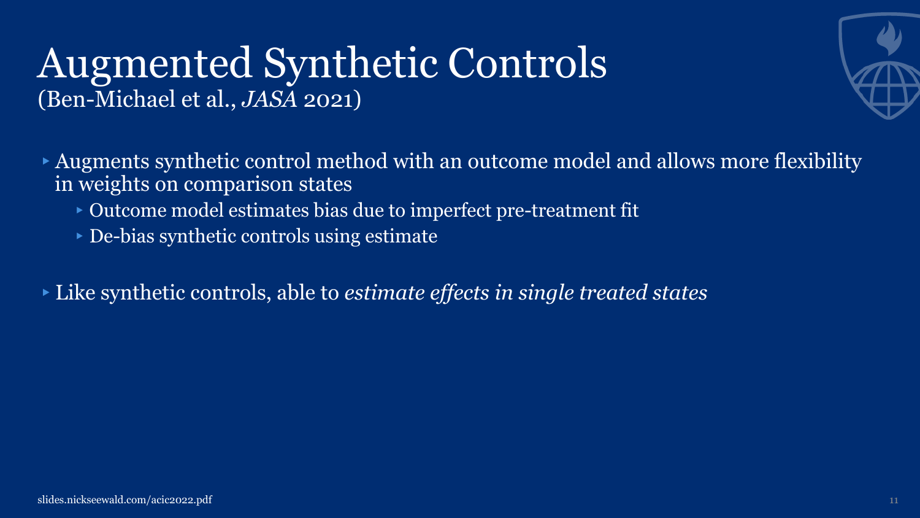# Augmented Synthetic Controls

(Ben-Michael et al., *JASA* 2021)

- Augments synthetic control method with an outcome model and allows more flexibility in weights on comparison states
  - Outcome model estimates bias due to imperfect pre-treatment fit
  - De-bias synthetic controls using estimate
- Like synthetic controls, able to *estimate effects in single treated states*

slides.nickseewald.com/acic2022.pdf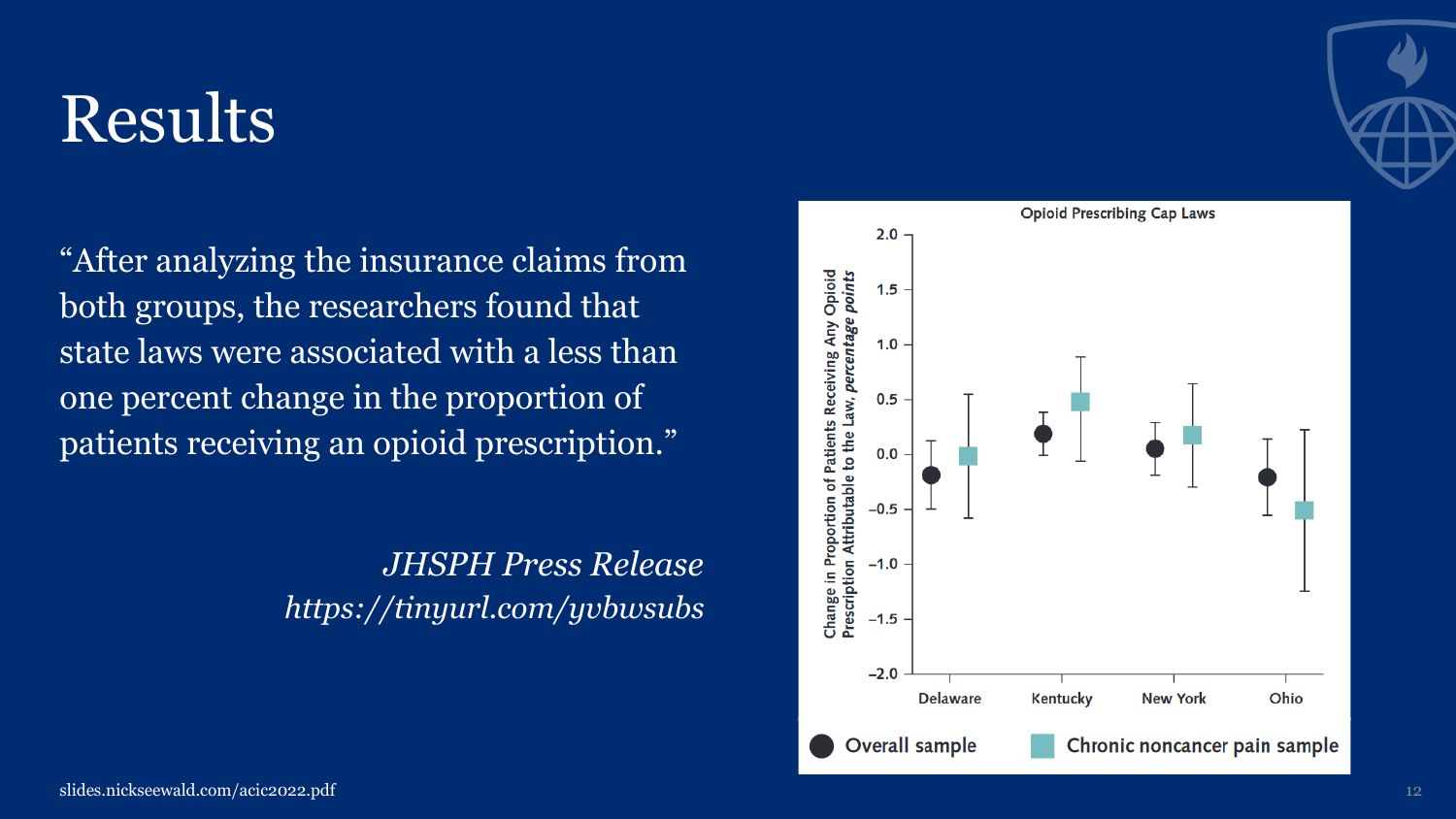# Results

"After analyzing the insurance claims from both groups, the researchers found that state laws were associated with a less than one percent change in the proportion of patients receiving an opioid prescription."

*JHSPH Press Release*
*https://tinyurl.com/yvbwsubs*

Opioid Prescribing Cap Laws

Change in Proportion of Patients Receiving Any Opioid Prescription Attributable to the Law, *percentage points*

Delaware, Kentucky, New York, Ohio

● Overall sample ■ Chronic noncancer pain sample

slides.nickseewald.com/acic2022.pdf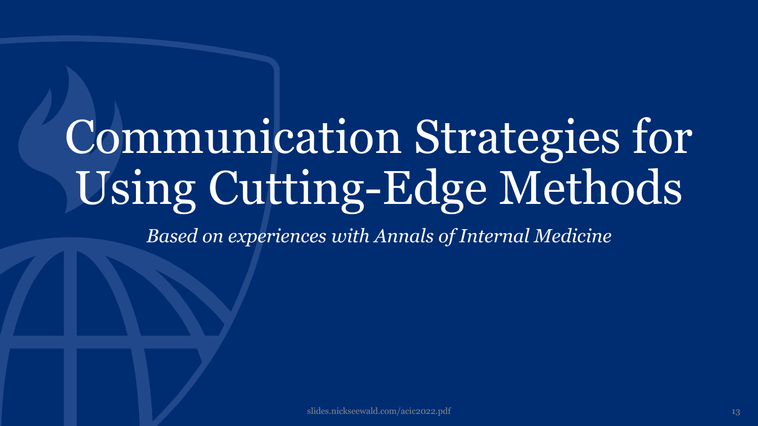# Communication Strategies for Using Cutting-Edge Methods

*Based on experiences with Annals of Internal Medicine*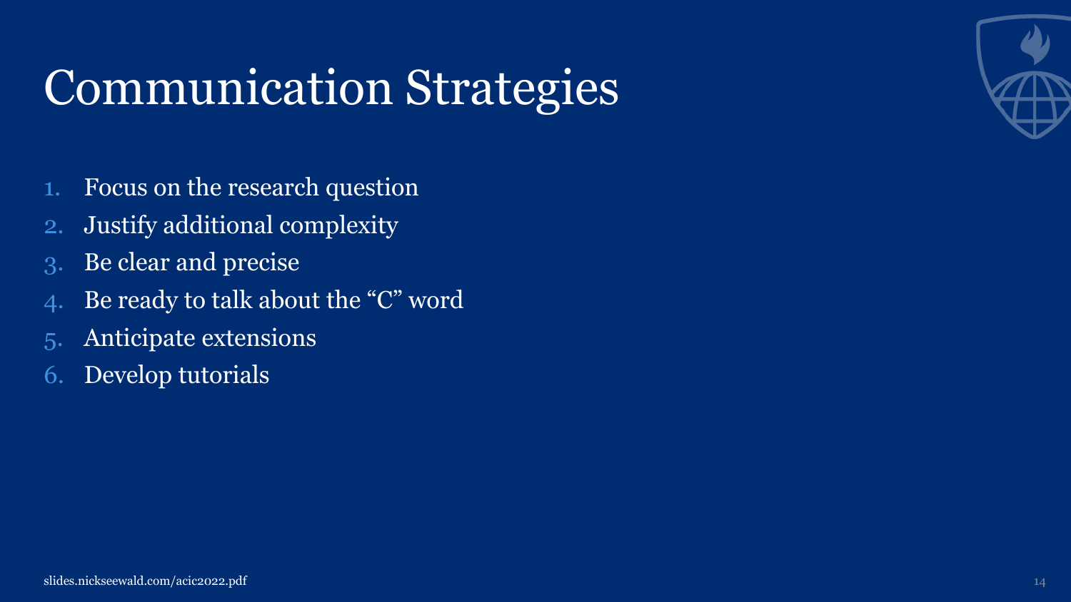# Communication Strategies

1. Focus on the research question
2. Justify additional complexity
3. Be clear and precise
4. Be ready to talk about the “C” word
5. Anticipate extensions
6. Develop tutorials

slides.nickseewald.com/acic2022.pdf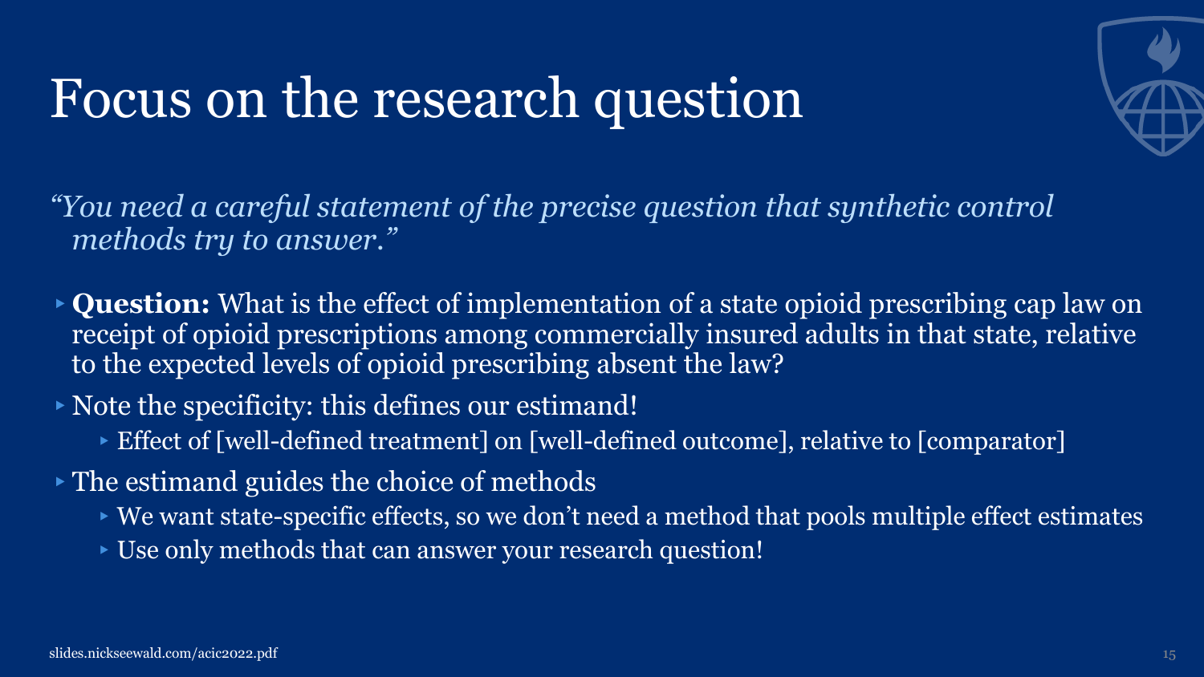# Focus on the research question

*"You need a careful statement of the precise question that synthetic control methods try to answer."*

- **Question:** What is the effect of implementation of a state opioid prescribing cap law on receipt of opioid prescriptions among commercially insured adults in that state, relative to the expected levels of opioid prescribing absent the law?
- Note the specificity: this defines our estimand!
  - Effect of [well-defined treatment] on [well-defined outcome], relative to [comparator]
- The estimand guides the choice of methods
  - We want state-specific effects, so we don't need a method that pools multiple effect estimates
  - Use only methods that can answer your research question!

slides.nickseewald.com/acic2022.pdf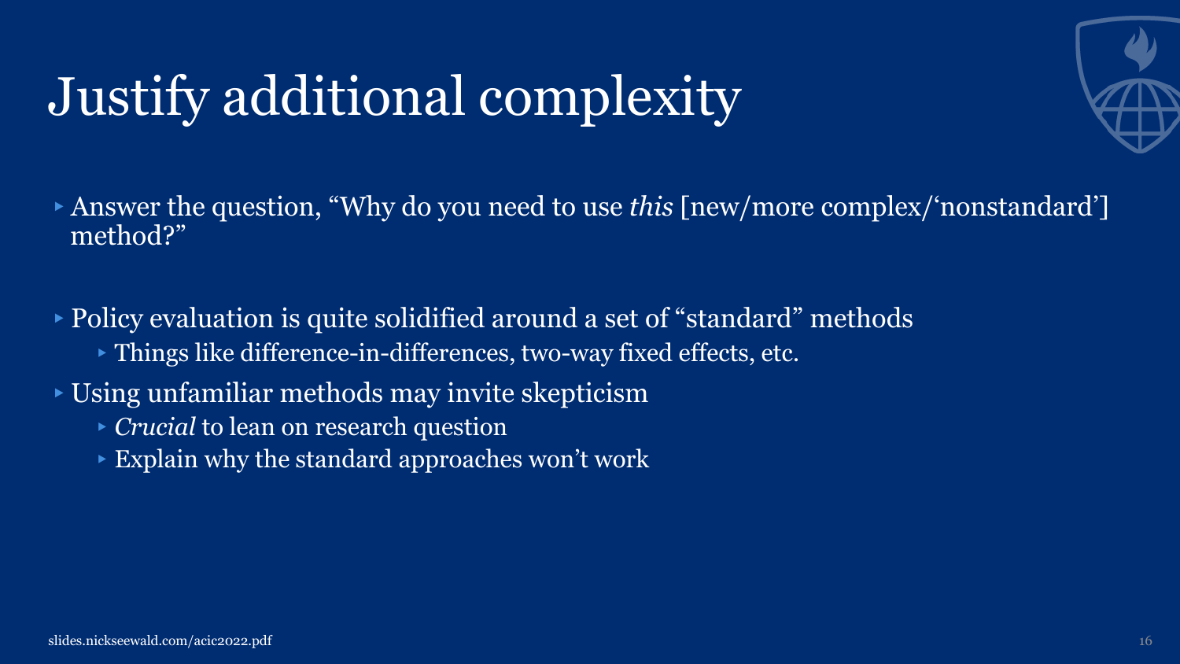# Justify additional complexity

- Answer the question, "Why do you need to use *this* [new/more complex/'nonstandard'] method?"

- Policy evaluation is quite solidified around a set of "standard" methods
  - Things like difference-in-differences, two-way fixed effects, etc.
- Using unfamiliar methods may invite skepticism
  - *Crucial* to lean on research question
  - Explain why the standard approaches won't work

slides.nickseewald.com/acic2022.pdf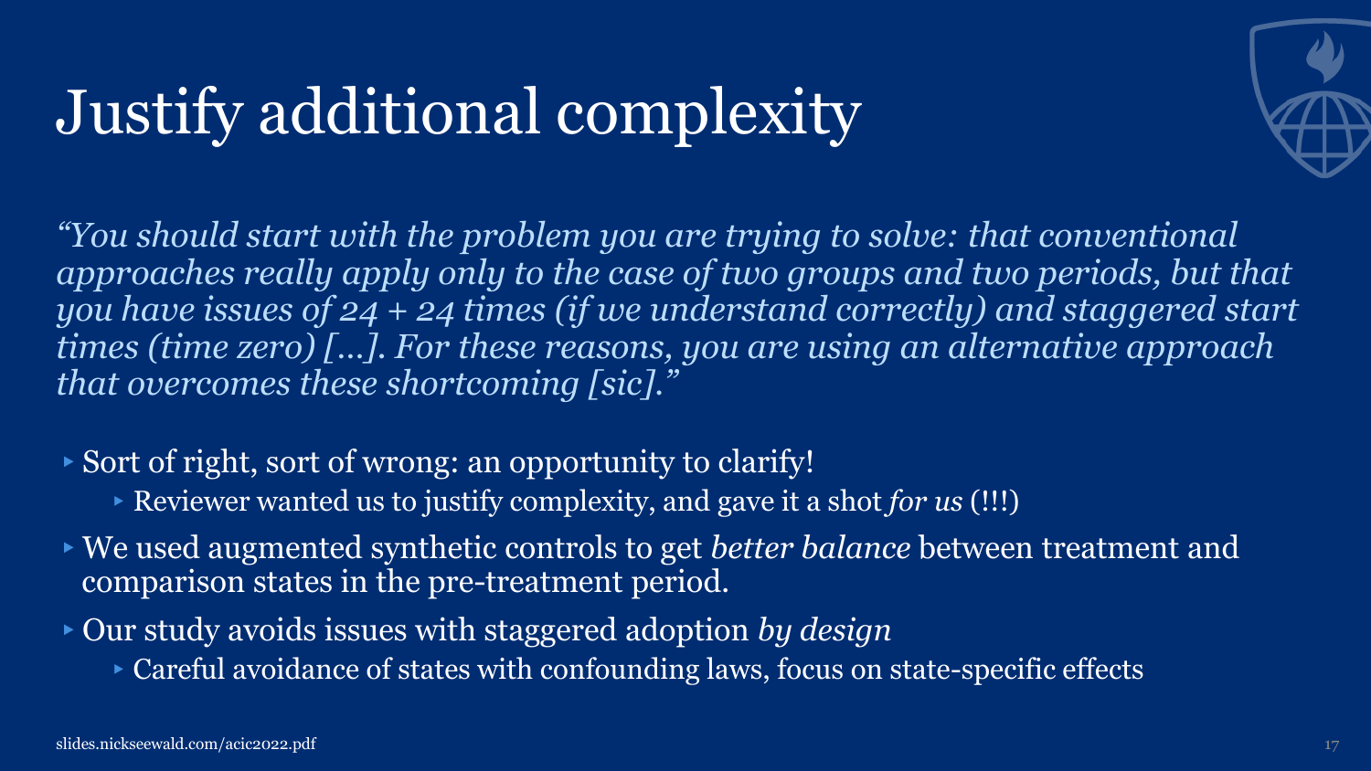# Justify additional complexity

*"You should start with the problem you are trying to solve: that conventional approaches really apply only to the case of two groups and two periods, but that you have issues of 24 + 24 times (if we understand correctly) and staggered start times (time zero) […]. For these reasons, you are using an alternative approach that overcomes these shortcoming [sic]."*

- Sort of right, sort of wrong: an opportunity to clarify!
  - Reviewer wanted us to justify complexity, and gave it a shot *for us* (!!!)
- We used augmented synthetic controls to get *better balance* between treatment and comparison states in the pre-treatment period.
- Our study avoids issues with staggered adoption *by design*
  - Careful avoidance of states with confounding laws, focus on state-specific effects

slides.nickseewald.com/acic2022.pdf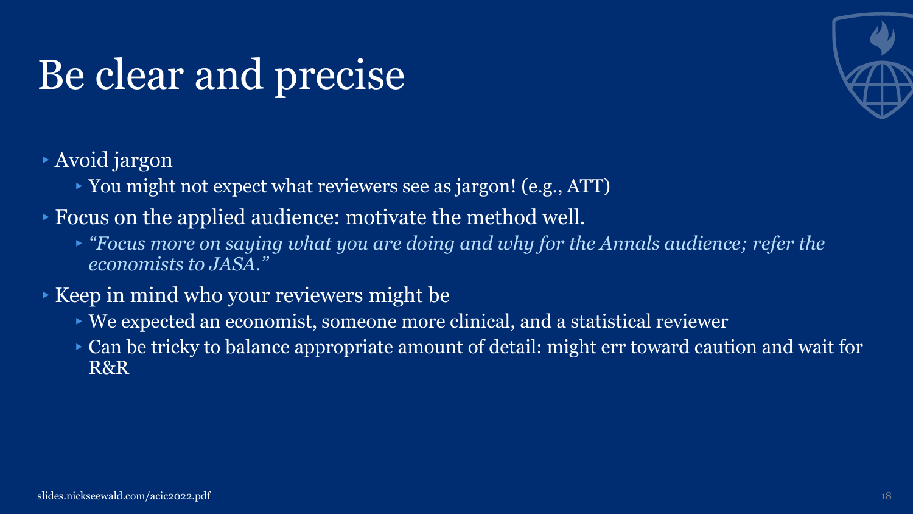# Be clear and precise

- Avoid jargon
  - You might not expect what reviewers see as jargon! (e.g., ATT)
- Focus on the applied audience: motivate the method well.
  - *"Focus more on saying what you are doing and why for the Annals audience; refer the economists to JASA."*
- Keep in mind who your reviewers might be
  - We expected an economist, someone more clinical, and a statistical reviewer
  - Can be tricky to balance appropriate amount of detail: might err toward caution and wait for R&R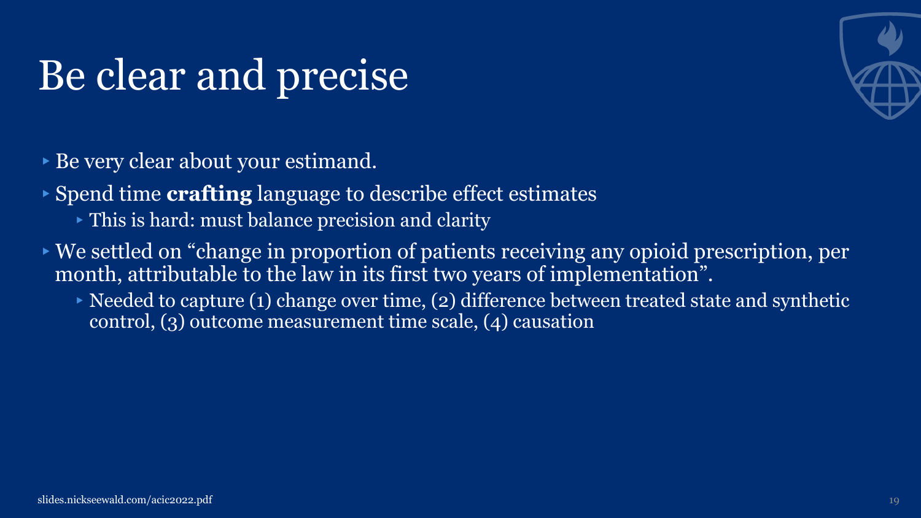# Be clear and precise

- Be very clear about your estimand.
- Spend time **crafting** language to describe effect estimates
  - This is hard: must balance precision and clarity
- We settled on "change in proportion of patients receiving any opioid prescription, per month, attributable to the law in its first two years of implementation".
  - Needed to capture (1) change over time, (2) difference between treated state and synthetic control, (3) outcome measurement time scale, (4) causation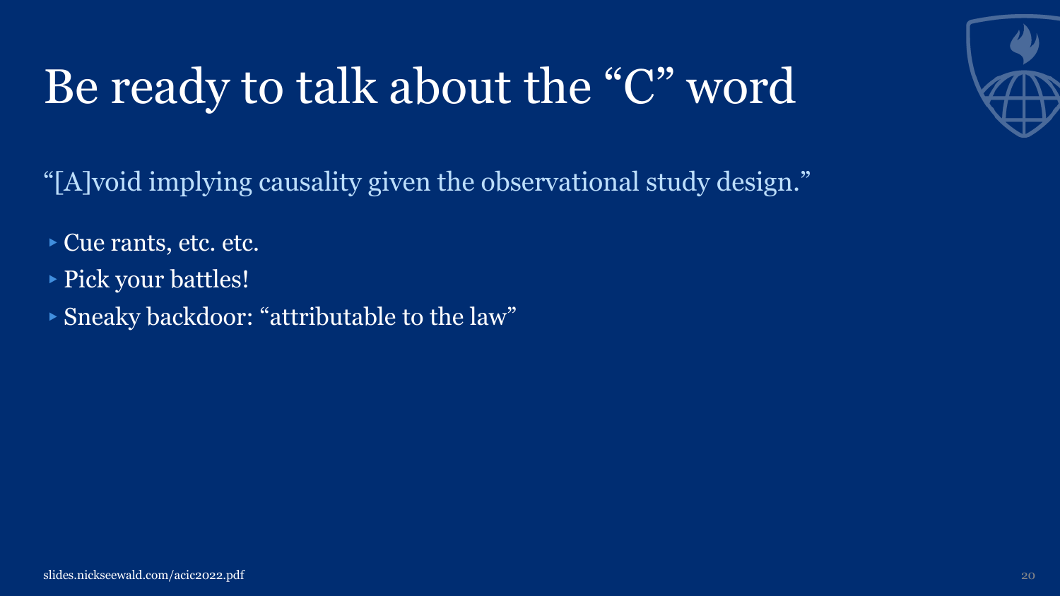# Be ready to talk about the "C" word

"[A]void implying causality given the observational study design."

- Cue rants, etc. etc.
- Pick your battles!
- Sneaky backdoor: "attributable to the law"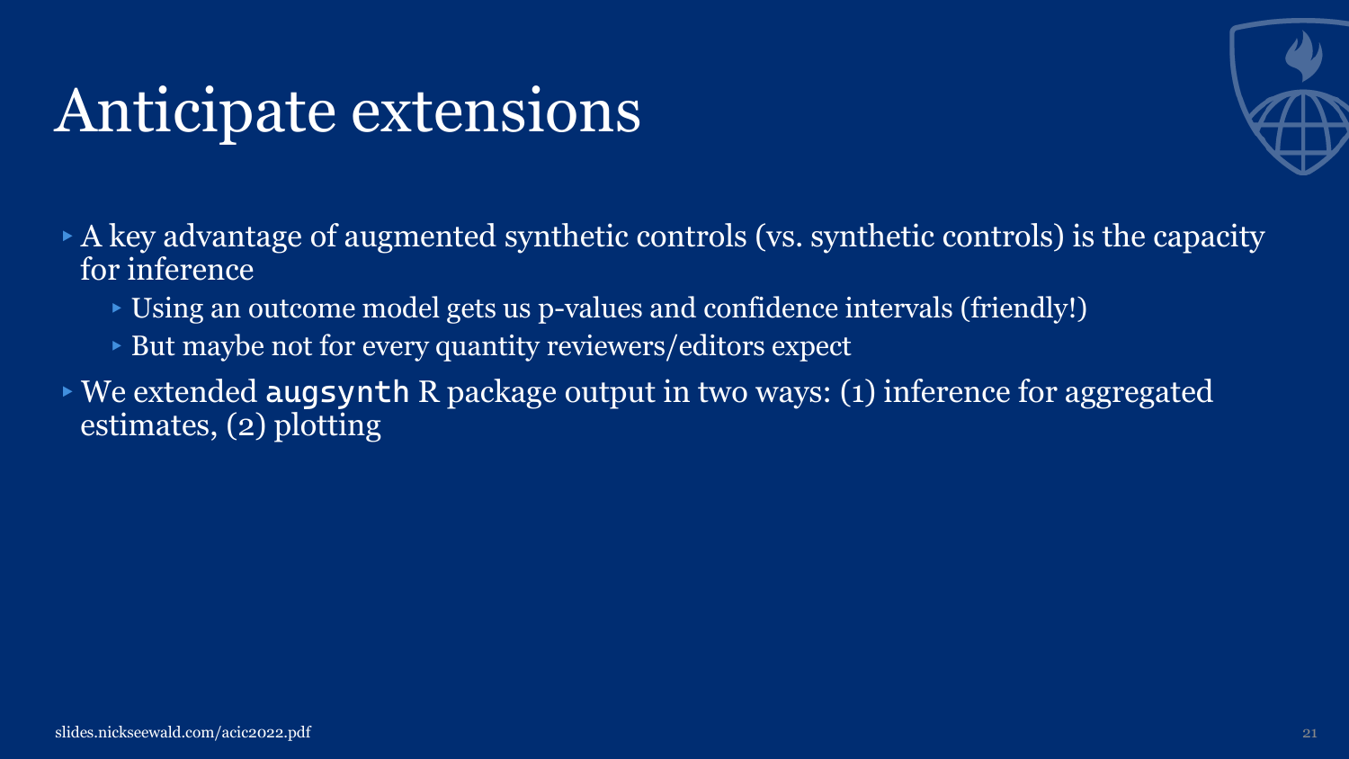# Anticipate extensions

- A key advantage of augmented synthetic controls (vs. synthetic controls) is the capacity for inference
  - Using an outcome model gets us p-values and confidence intervals (friendly!)
  - But maybe not for every quantity reviewers/editors expect
- We extended `augsynth` R package output in two ways: (1) inference for aggregated estimates, (2) plotting

slides.nickseewald.com/acic2022.pdf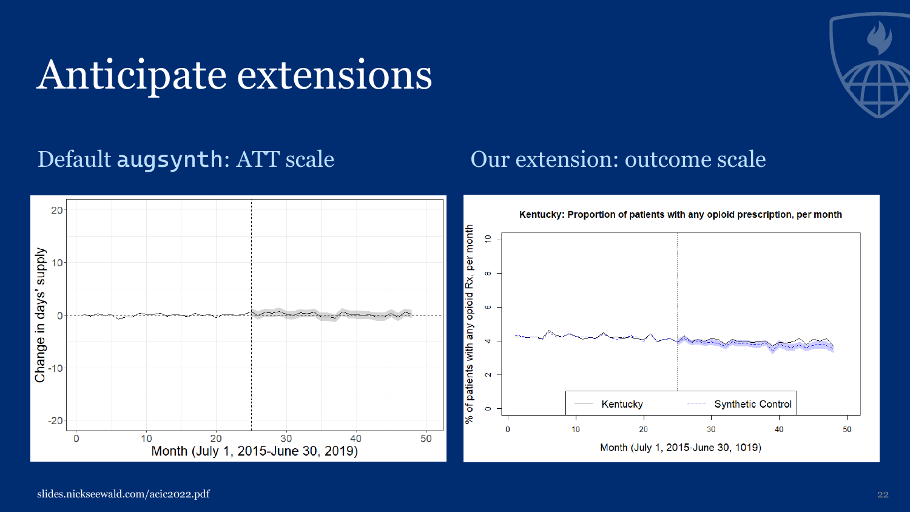# Anticipate extensions

## Default `augsynth`: ATT scale

## Our extension: outcome scale

slides.nickseewald.com/acic2022.pdf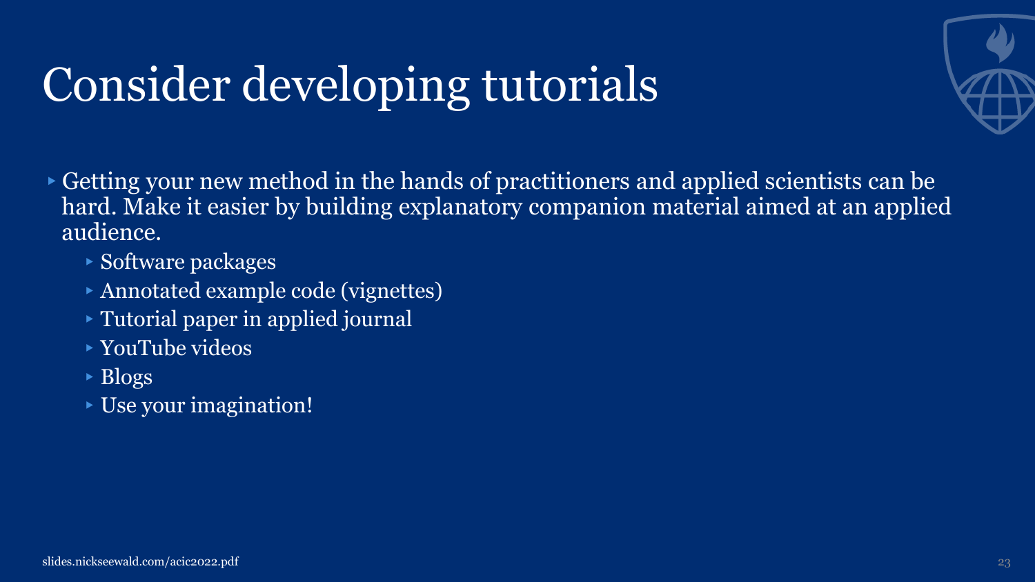# Consider developing tutorials

- Getting your new method in the hands of practitioners and applied scientists can be hard. Make it easier by building explanatory companion material aimed at an applied audience.
  - Software packages
  - Annotated example code (vignettes)
  - Tutorial paper in applied journal
  - YouTube videos
  - Blogs
  - Use your imagination!

slides.nickseewald.com/acic2022.pdf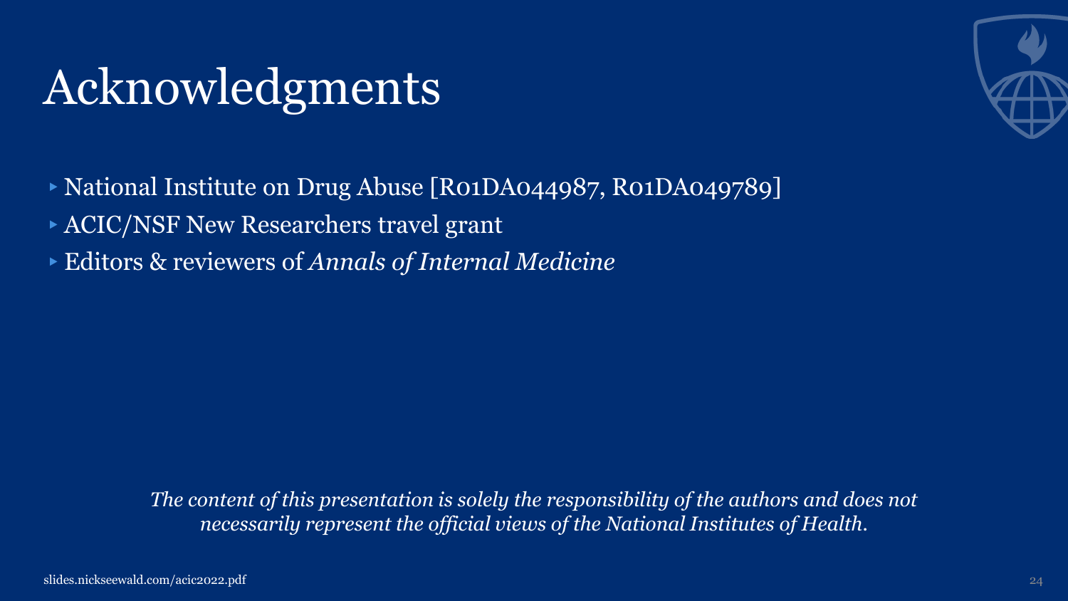# Acknowledgments

- National Institute on Drug Abuse [R01DA044987, R01DA049789]
- ACIC/NSF New Researchers travel grant
- Editors & reviewers of *Annals of Internal Medicine*

*The content of this presentation is solely the responsibility of the authors and does not necessarily represent the official views of the National Institutes of Health.*

slides.nickseewald.com/acic2022.pdf